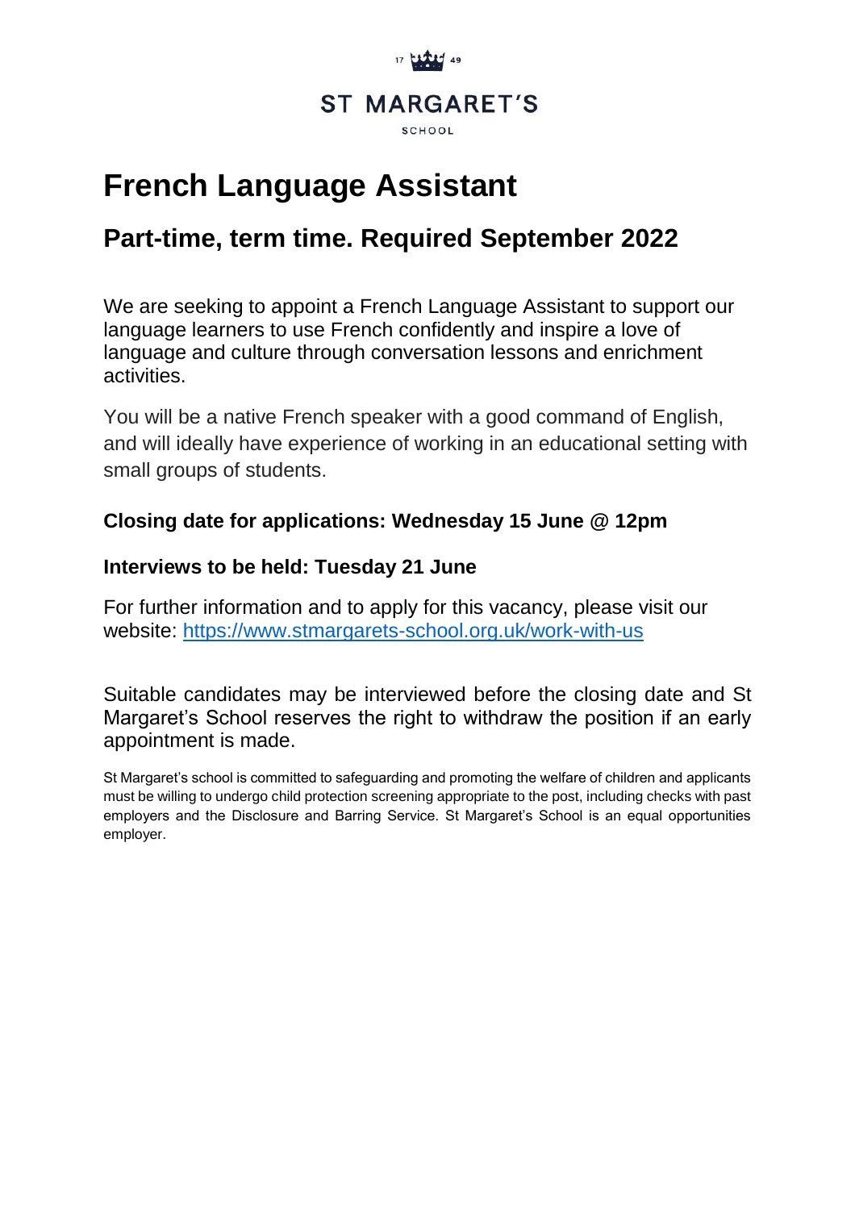17 49

ST MARGARET'S

SCHOOL

# French Language Assistant

## Part-time, term time. Required September 2022

We are seeking to appoint a French Language Assistant to support our language learners to use French confidently and inspire a love of language and culture through conversation lessons and enrichment activities.

You will be a native French speaker with a good command of English, and will ideally have experience of working in an educational setting with small groups of students.

### Closing date for applications: Wednesday 15 June @ 12pm

### Interviews to be held: Tuesday 21 June

For further information and to apply for this vacancy, please visit our website: [https://www.stmargarets-school.org.uk/work-with-us](https://www.stmargarets-school.org.uk/work-with-us)

Suitable candidates may be interviewed before the closing date and St Margaret's School reserves the right to withdraw the position if an early appointment is made.

St Margaret's school is committed to safeguarding and promoting the welfare of children and applicants must be willing to undergo child protection screening appropriate to the post, including checks with past employers and the Disclosure and Barring Service. St Margaret's School is an equal opportunities employer.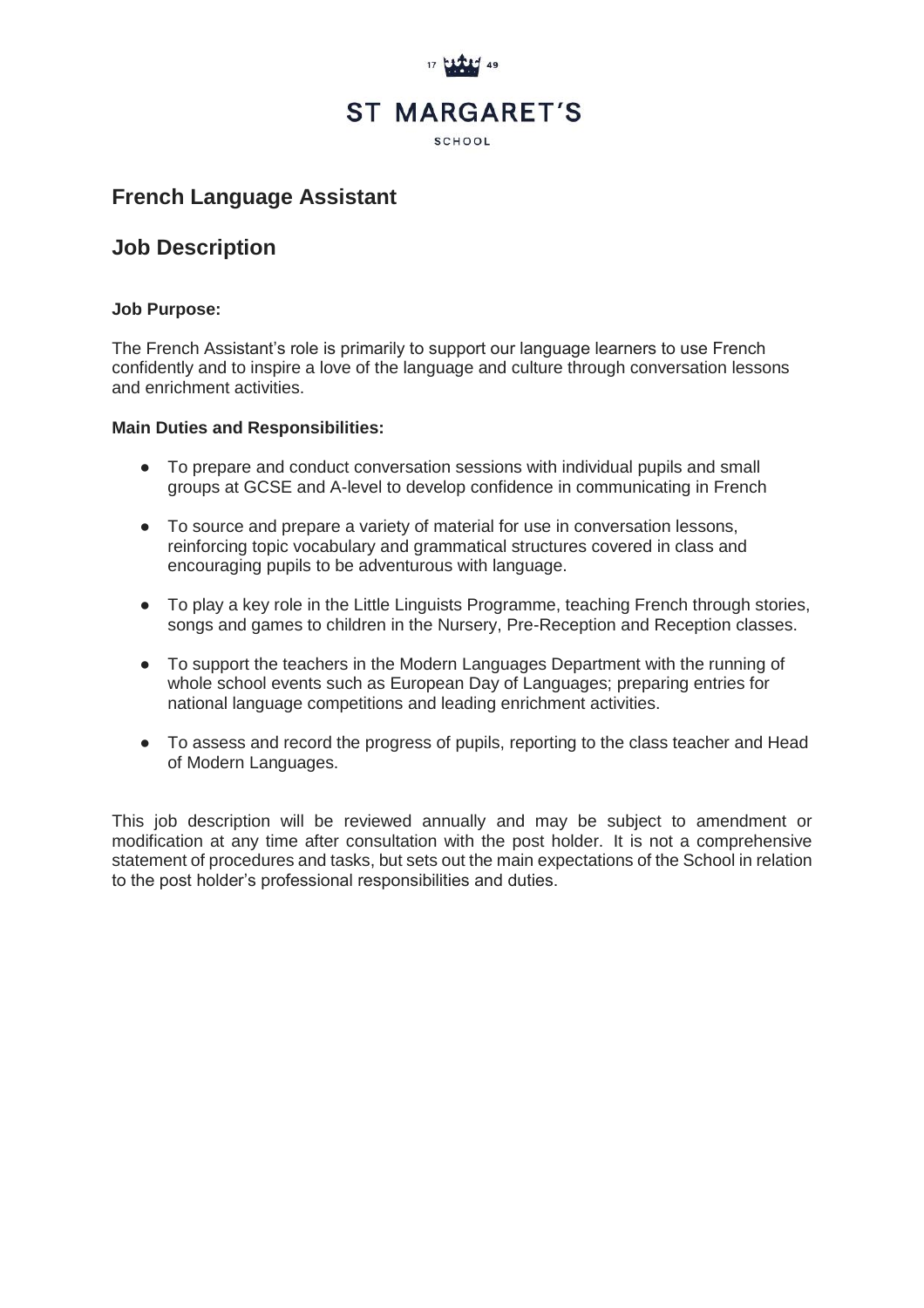17 49

ST MARGARET'S

SCHOOL

## French Language Assistant

## Job Description

**Job Purpose:**

The French Assistant's role is primarily to support our language learners to use French confidently and to inspire a love of the language and culture through conversation lessons and enrichment activities.

**Main Duties and Responsibilities:**

- To prepare and conduct conversation sessions with individual pupils and small groups at GCSE and A-level to develop confidence in communicating in French
- To source and prepare a variety of material for use in conversation lessons, reinforcing topic vocabulary and grammatical structures covered in class and encouraging pupils to be adventurous with language.
- To play a key role in the Little Linguists Programme, teaching French through stories, songs and games to children in the Nursery, Pre-Reception and Reception classes.
- To support the teachers in the Modern Languages Department with the running of whole school events such as European Day of Languages; preparing entries for national language competitions and leading enrichment activities.
- To assess and record the progress of pupils, reporting to the class teacher and Head of Modern Languages.

This job description will be reviewed annually and may be subject to amendment or modification at any time after consultation with the post holder. It is not a comprehensive statement of procedures and tasks, but sets out the main expectations of the School in relation to the post holder's professional responsibilities and duties.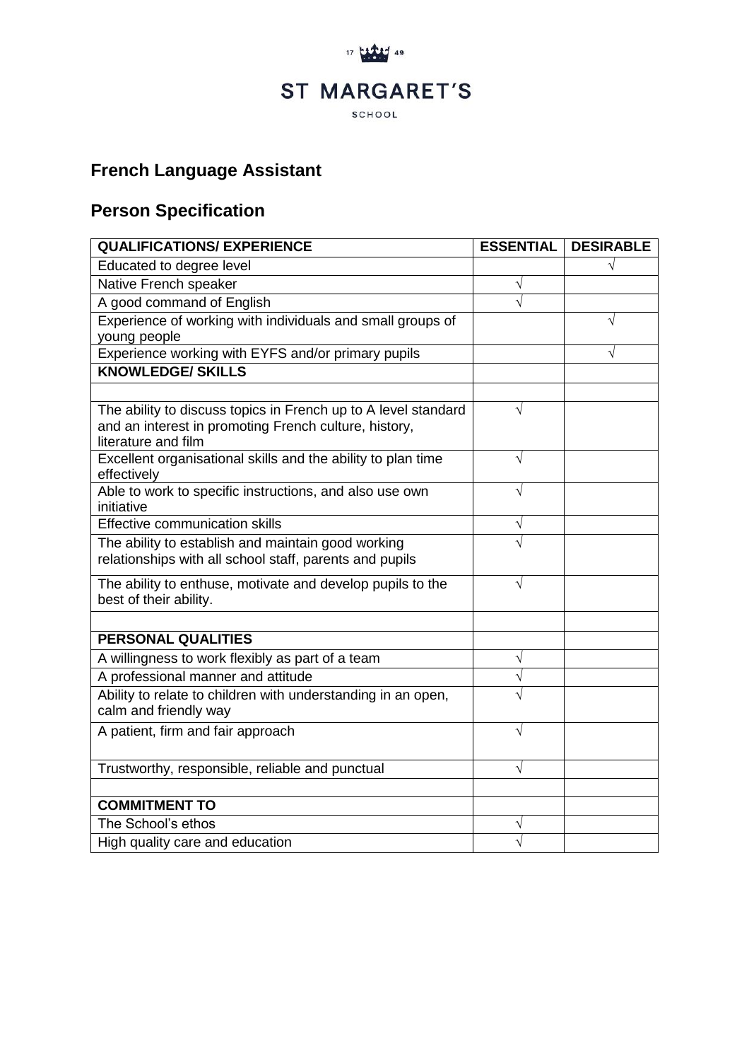17 49

ST MARGARET'S

SCHOOL

## French Language Assistant

## Person Specification

| QUALIFICATIONS/ EXPERIENCE | ESSENTIAL | DESIRABLE |
|---|---|---|
| Educated to degree level | | √ |
| Native French speaker | √ | |
| A good command of English | √ | |
| Experience of working with individuals and small groups of young people | | √ |
| Experience working with EYFS and/or primary pupils | | √ |
| **KNOWLEDGE/ SKILLS** | | |
| | | |
| The ability to discuss topics in French up to A level standard and an interest in promoting French culture, history, literature and film | √ | |
| Excellent organisational skills and the ability to plan time effectively | √ | |
| Able to work to specific instructions, and also use own initiative | √ | |
| Effective communication skills | √ | |
| The ability to establish and maintain good working relationships with all school staff, parents and pupils | √ | |
| The ability to enthuse, motivate and develop pupils to the best of their ability. | √ | |
| | | |
| **PERSONAL QUALITIES** | | |
| A willingness to work flexibly as part of a team | √ | |
| A professional manner and attitude | √ | |
| Ability to relate to children with understanding in an open, calm and friendly way | √ | |
| A patient, firm and fair approach | √ | |
| Trustworthy, responsible, reliable and punctual | √ | |
| | | |
| **COMMITMENT TO** | | |
| The School's ethos | √ | |
| High quality care and education | √ | |